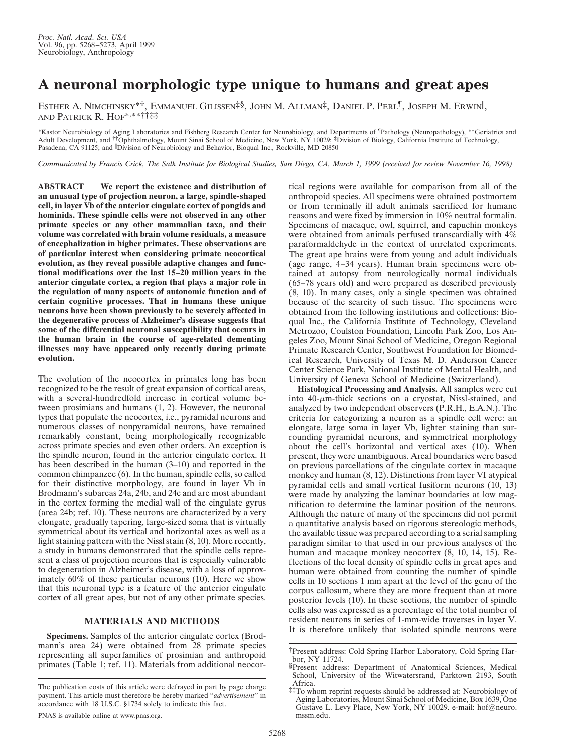# A neuronal morphologic type unique to humans and great apes

Esther A. Nimchinsky*[†], Emmanuel Gilissen[‡§], John M. Allman[‡], Daniel P. Perl[¶], Joseph M. Erwin[‖], and Patrick R. Hof*[,**††‡‡]

*Kastor Neurobiology of Aging Laboratories and Fishberg Research Center for Neurobiology, and Departments of [¶]Pathology (Neuropathology), **Geriatrics and Adult Development, and [††]Ophthalmology, Mount Sinai School of Medicine, New York, NY 10029; [‡]Division of Biology, California Institute of Technology, Pasadena, CA 91125; and [‖]Division of Neurobiology and Behavior, Bioqual Inc., Rockville, MD 20850

*Communicated by Francis Crick, The Salk Institute for Biological Studies, San Diego, CA, March 1, 1999 (received for review November 16, 1998)*

**ABSTRACT We report the existence and distribution of an unusual type of projection neuron, a large, spindle-shaped cell, in layer Vb of the anterior cingulate cortex of pongids and hominids. These spindle cells were not observed in any other primate species or any other mammalian taxa, and their volume was correlated with brain volume residuals, a measure of encephalization in higher primates. These observations are of particular interest when considering primate neocortical evolution, as they reveal possible adaptive changes and functional modifications over the last 15–20 million years in the anterior cingulate cortex, a region that plays a major role in the regulation of many aspects of autonomic function and of certain cognitive processes. That in humans these unique neurons have been shown previously to be severely affected in the degenerative process of Alzheimer's disease suggests that some of the differential neuronal susceptibility that occurs in the human brain in the course of age-related dementing illnesses may have appeared only recently during primate evolution.**

The evolution of the neocortex in primates long has been recognized to be the result of great expansion of cortical areas, with a several-hundredfold increase in cortical volume between prosimians and humans (1, 2). However, the neuronal types that populate the neocortex, i.e., pyramidal neurons and numerous classes of nonpyramidal neurons, have remained remarkably constant, being morphologically recognizable across primate species and even other orders. An exception is the spindle neuron, found in the anterior cingulate cortex. It has been described in the human (3–10) and reported in the common chimpanzee (6). In the human, spindle cells, so called for their distinctive morphology, are found in layer Vb in Brodmann's subareas 24a, 24b, and 24c and are most abundant in the cortex forming the medial wall of the cingulate gyrus (area 24b; ref. 10). These neurons are characterized by a very elongate, gradually tapering, large-sized soma that is virtually symmetrical about its vertical and horizontal axes as well as a light staining pattern with the Nissl stain (8, 10). More recently, a study in humans demonstrated that the spindle cells represent a class of projection neurons that is especially vulnerable to degeneration in Alzheimer's disease, with a loss of approximately 60% of these particular neurons (10). Here we show that this neuronal type is a feature of the anterior cingulate cortex of all great apes, but not of any other primate species.

## MATERIALS AND METHODS

**Specimens.** Samples of the anterior cingulate cortex (Brodmann's area 24) were obtained from 28 primate species representing all superfamilies of prosimian and anthropoid primates (Table 1; ref. 11). Materials from additional neocortical regions were available for comparison from all of the anthropoid species. All specimens were obtained postmortem or from terminally ill adult animals sacrificed for humane reasons and were fixed by immersion in 10% neutral formalin. Specimens of macaque, owl, squirrel, and capuchin monkeys were obtained from animals perfused transcardially with 4% paraformaldehyde in the context of unrelated experiments. The great ape brains were from young and adult individuals (age range, 4–34 years). Human brain specimens were obtained at autopsy from neurologically normal individuals (65–78 years old) and were prepared as described previously (8, 10). In many cases, only a single specimen was obtained because of the scarcity of such tissue. The specimens were obtained from the following institutions and collections: Bioqual Inc., the California Institute of Technology, Cleveland Metrozoo, Coulston Foundation, Lincoln Park Zoo, Los Angeles Zoo, Mount Sinai School of Medicine, Oregon Regional Primate Research Center, Southwest Foundation for Biomedical Research, University of Texas M. D. Anderson Cancer Center Science Park, National Institute of Mental Health, and University of Geneva School of Medicine (Switzerland).

**Histological Processing and Analysis.** All samples were cut into 40-μm-thick sections on a cryostat, Nissl-stained, and analyzed by two independent observers (P.R.H., E.A.N.). The criteria for categorizing a neuron as a spindle cell were: an elongate, large soma in layer Vb, lighter staining than surrounding pyramidal neurons, and symmetrical morphology about the cell's horizontal and vertical axes (10). When present, they were unambiguous. Areal boundaries were based on previous parcellations of the cingulate cortex in macaque monkey and human (8, 12). Distinctions from layer VI atypical pyramidal cells and small vertical fusiform neurons (10, 13) were made by analyzing the laminar boundaries at low magnification to determine the laminar position of the neurons. Although the nature of many of the specimens did not permit a quantitative analysis based on rigorous stereologic methods, the available tissue was prepared according to a serial sampling paradigm similar to that used in our previous analyses of the human and macaque monkey neocortex (8, 10, 14, 15). Reflections of the local density of spindle cells in great apes and human were obtained from counting the number of spindle cells in 10 sections 1 mm apart at the level of the genu of the corpus callosum, where they are more frequent than at more posterior levels (10). In these sections, the number of spindle cells also was expressed as a percentage of the total number of resident neurons in series of 1-mm-wide traverses in layer V. It is therefore unlikely that isolated spindle neurons were

The publication costs of this article were defrayed in part by page charge payment. This article must therefore be hereby marked "*advertisement*" in accordance with 18 U.S.C. §1734 solely to indicate this fact.

PNAS is available online at www.pnas.org.

[†]Present address: Cold Spring Harbor Laboratory, Cold Spring Harbor, NY 11724.

[§]Present address: Department of Anatomical Sciences, Medical School, University of the Witwatersrand, Parktown 2193, South Africa.

[‡‡]To whom reprint requests should be addressed at: Neurobiology of Aging Laboratories, Mount Sinai School of Medicine, Box 1639, One Gustave L. Levy Place, New York, NY 10029. e-mail: hof@neuro.mssm.edu.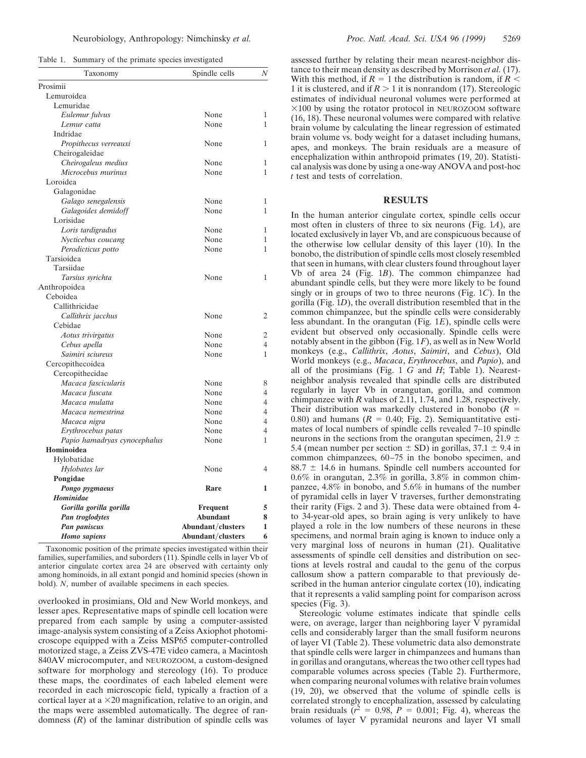Table 1. Summary of the primate species investigated

| Taxonomy | Spindle cells | *N* |
|---|---|---|
| Prosimii | | |
| Lemuroidea | | |
| Lemuridae | | |
| *Eulemur fulvus* | None | 1 |
| *Lemur catta* | None | 1 |
| Indridae | | |
| *Propithecus verreauxi* | None | 1 |
| Cheirogaleidae | | |
| *Cheirogaleus medius* | None | 1 |
| *Microcebus murinus* | None | 1 |
| Loroidea | | |
| Galagonidae | | |
| *Galago senegalensis* | None | 1 |
| *Galagoides demidoff* | None | 1 |
| Lorisidae | | |
| *Loris tardigradus* | None | 1 |
| *Nycticebus coucang* | None | 1 |
| *Perodicticus potto* | None | 1 |
| Tarsioidea | | |
| Tarsiidae | | |
| *Tarsius syrichta* | None | 1 |
| Anthropoidea | | |
| Ceboidea | | |
| Callithricidae | | |
| *Callithrix jacchus* | None | 2 |
| Cebidae | | |
| *Aotus trivirgatus* | None | 2 |
| *Cebus apella* | None | 4 |
| *Saimiri sciureus* | None | 1 |
| Cercopithecoidea | | |
| Cercopithecidae | | |
| *Macaca fascicularis* | None | 8 |
| *Macaca fuscata* | None | 4 |
| *Macaca mulatta* | None | 4 |
| *Macaca nemestrina* | None | 4 |
| *Macaca nigra* | None | 4 |
| *Erythrocebus patas* | None | 4 |
| *Papio hamadryas cynocephalus* | None | 1 |
| **Hominoidea** | | |
| Hylobatidae | | |
| *Hylobates lar* | None | 4 |
| **Pongidae** | | |
| ***Pongo pygmaeus*** | **Rare** | **1** |
| ***Hominidae*** | | |
| ***Gorilla gorilla gorilla*** | **Frequent** | **5** |
| ***Pan troglodytes*** | **Abundant** | **8** |
| ***Pan paniscus*** | **Abundant/clusters** | **1** |
| ***Homo sapiens*** | **Abundant/clusters** | **6** |

Taxonomic position of the primate species investigated within their families, superfamilies, and suborders (11). Spindle cells in layer Vb of anterior cingulate cortex area 24 are observed with certainty only among hominoids, in all extant pongid and hominid species (shown in bold). *N*, number of available specimens in each species.

overlooked in prosimians, Old and New World monkeys, and lesser apes. Representative maps of spindle cell location were prepared from each sample by using a computer-assisted image-analysis system consisting of a Zeiss Axiophot photomicroscope equipped with a Zeiss MSP65 computer-controlled motorized stage, a Zeiss ZVS-47E video camera, a Macintosh 840AV microcomputer, and NEUROZOOM, a custom-designed software for morphology and stereology (16). To produce these maps, the coordinates of each labeled element were recorded in each microscopic field, typically a fraction of a cortical layer at a $\times 20$ magnification, relative to an origin, and the maps were assembled automatically. The degree of randomness ($R$) of the laminar distribution of spindle cells was assessed further by relating their mean nearest-neighbor distance to their mean density as described by Morrison *et al.* (17). With this method, if $R = 1$ the distribution is random, if $R < 1$ it is clustered, and if $R > 1$ it is nonrandom (17). Stereologic estimates of individual neuronal volumes were performed at $\times 100$ by using the rotator protocol in NEUROZOOM software (16, 18). These neuronal volumes were compared with relative brain volume by calculating the linear regression of estimated brain volume vs. body weight for a dataset including humans, apes, and monkeys. The brain residuals are a measure of encephalization within anthropoid primates (19, 20). Statistical analysis was done by using a one-way ANOVA and post-hoc *t* test and tests of correlation.

## RESULTS

In the human anterior cingulate cortex, spindle cells occur most often in clusters of three to six neurons (Fig. 1*A*), are located exclusively in layer Vb, and are conspicuous because of the otherwise low cellular density of this layer (10). In the bonobo, the distribution of spindle cells most closely resembled that seen in humans, with clear clusters found throughout layer Vb of area 24 (Fig. 1*B*). The common chimpanzee had abundant spindle cells, but they were more likely to be found singly or in groups of two to three neurons (Fig. 1*C*). In the gorilla (Fig. 1*D*), the overall distribution resembled that in the common chimpanzee, but the spindle cells were considerably less abundant. In the orangutan (Fig. 1*E*), spindle cells were evident but observed only occasionally. Spindle cells were notably absent in the gibbon (Fig. 1*F*), as well as in New World monkeys (e.g., *Callithrix*, *Aotus*, *Saimiri*, and *Cebus*), Old World monkeys (e.g., *Macaca*, *Erythrocebus*, and *Papio*), and all of the prosimians (Fig. 1 *G* and *H*; Table 1). Nearest-neighbor analysis revealed that spindle cells are distributed regularly in layer Vb in orangutan, gorilla, and common chimpanzee with $R$ values of 2.11, 1.74, and 1.28, respectively. Their distribution was markedly clustered in bonobo ($R = 0.80$) and humans ($R = 0.40$; Fig. 2). Semiquantitative estimates of local numbers of spindle cells revealed 7–10 spindle neurons in the sections from the orangutan specimen, $21.9 \pm 5.4$ (mean number per section $\pm$ SD) in gorillas, $37.1 \pm 9.4$ in common chimpanzees, 60–75 in the bonobo specimen, and $88.7 \pm 14.6$ in humans. Spindle cell numbers accounted for 0.6% in orangutan, 2.3% in gorilla, 3.8% in common chimpanzee, 4.8% in bonobo, and 5.6% in humans of the number of pyramidal cells in layer V traverses, further demonstrating their rarity (Figs. 2 and 3). These data were obtained from 4- to 34-year-old apes, so brain aging is very unlikely to have played a role in the low numbers of these neurons in these specimens, and normal brain aging is known to induce only a very marginal loss of neurons in human (21). Qualitative assessments of spindle cell densities and distribution on sections at levels rostral and caudal to the genu of the corpus callosum show a pattern comparable to that previously described in the human anterior cingulate cortex (10), indicating that it represents a valid sampling point for comparison across species (Fig. 3).

Stereologic volume estimates indicate that spindle cells were, on average, larger than neighboring layer V pyramidal cells and considerably larger than the small fusiform neurons of layer VI (Table 2). These volumetric data also demonstrate that spindle cells were larger in chimpanzees and humans than in gorillas and orangutans, whereas the two other cell types had comparable volumes across species (Table 2). Furthermore, when comparing neuronal volumes with relative brain volumes (19, 20), we observed that the volume of spindle cells is correlated strongly to encephalization, assessed by calculating brain residuals ($r^2 = 0.98$, $P = 0.001$; Fig. 4), whereas the volumes of layer V pyramidal neurons and layer VI small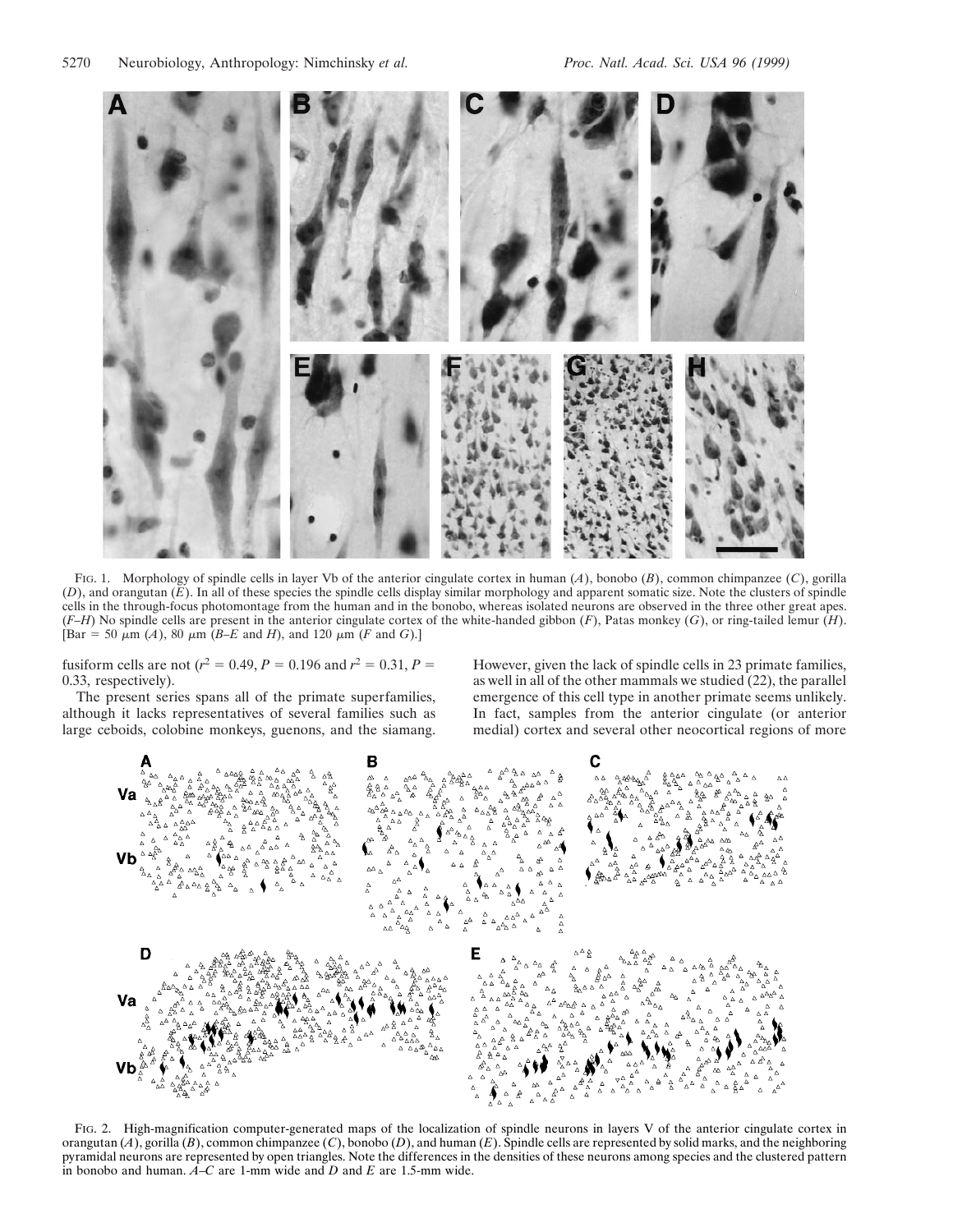FIG. 1. Morphology of spindle cells in layer Vb of the anterior cingulate cortex in human (*A*), bonobo (*B*), common chimpanzee (*C*), gorilla (*D*), and orangutan (*E*). In all of these species the spindle cells display similar morphology and apparent somatic size. Note the clusters of spindle cells in the through-focus photomontage from the human and in the bonobo, whereas isolated neurons are observed in the three other great apes. (*F–H*) No spindle cells are present in the anterior cingulate cortex of the white-handed gibbon (*F*), Patas monkey (*G*), or ring-tailed lemur (*H*). [Bar = 50 μm (*A*), 80 μm (*B–E* and *H*), and 120 μm (*F* and *G*).]

fusiform cells are not ($r^2 = 0.49$, $P = 0.196$ and $r^2 = 0.31$, $P = 0.33$, respectively).

The present series spans all of the primate superfamilies, although it lacks representatives of several families such as large ceboids, colobine monkeys, guenons, and the siamang. However, given the lack of spindle cells in 23 primate families, as well in all of the other mammals we studied (22), the parallel emergence of this cell type in another primate seems unlikely. In fact, samples from the anterior cingulate (or anterior medial) cortex and several other neocortical regions of more

FIG. 2. High-magnification computer-generated maps of the localization of spindle neurons in layers V of the anterior cingulate cortex in orangutan (*A*), gorilla (*B*), common chimpanzee (*C*), bonobo (*D*), and human (*E*). Spindle cells are represented by solid marks, and the neighboring pyramidal neurons are represented by open triangles. Note the differences in the densities of these neurons among species and the clustered pattern in bonobo and human. *A–C* are 1-mm wide and *D* and *E* are 1.5-mm wide.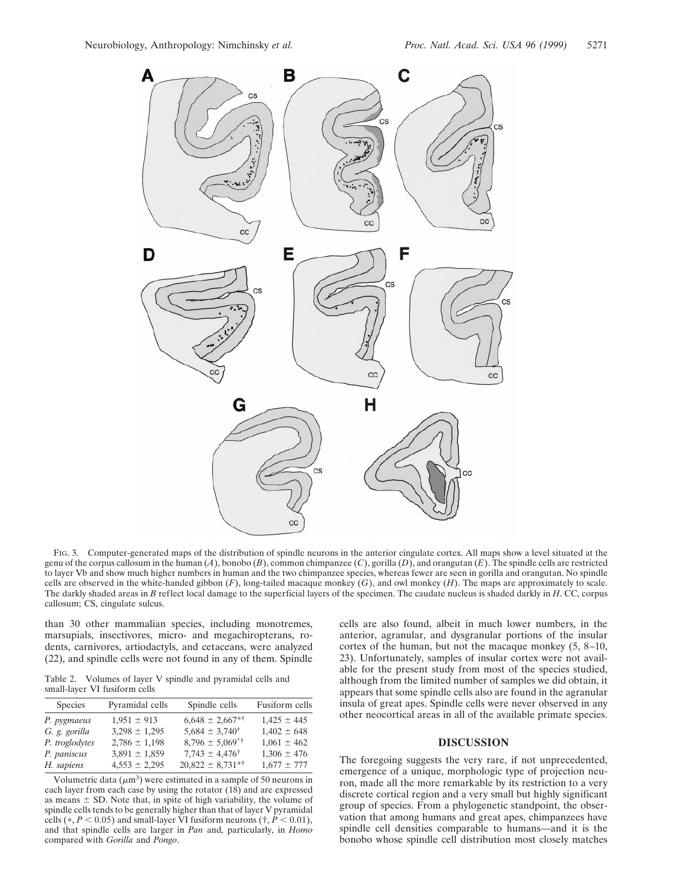FIG. 3. Computer-generated maps of the distribution of spindle neurons in the anterior cingulate cortex. All maps show a level situated at the genu of the corpus callosum in the human (*A*), bonobo (*B*), common chimpanzee (*C*), gorilla (*D*), and orangutan (*E*). The spindle cells are restricted to layer Vb and show much higher numbers in human and the two chimpanzee species, whereas fewer are seen in gorilla and orangutan. No spindle cells are observed in the white-handed gibbon (*F*), long-tailed macaque monkey (*G*), and owl monkey (*H*). The maps are approximately to scale. The darkly shaded areas in *B* reflect local damage to the superficial layers of the specimen. The caudate nucleus is shaded darkly in *H*. CC, corpus callosum; CS, cingulate sulcus.

than 30 other mammalian species, including monotremes, marsupials, insectivores, micro- and megachiropterans, rodents, carnivores, artiodactyls, and cetaceans, were analyzed (22), and spindle cells were not found in any of them. Spindle cells are also found, albeit in much lower numbers, in the anterior, agranular, and dysgranular portions of the insular cortex of the human, but not the macaque monkey (5, 8–10, 23). Unfortunately, samples of insular cortex were not available for the present study from most of the species studied, although from the limited number of samples we did obtain, it appears that some spindle cells also are found in the agranular insula of great apes. Spindle cells were never observed in any other neocortical areas in all of the available primate species.

Table 2. Volumes of layer V spindle and pyramidal cells and small-layer VI fusiform cells

| Species | Pyramidal cells | Spindle cells | Fusiform cells |
|---|---|---|---|
| *P. pygmaeus* | 1,951 ± 913 | 6,648 ± 2,667*† | 1,425 ± 445 |
| *G. g. gorilla* | 3,298 ± 1,295 | 5,684 ± 3,740† | 1,402 ± 648 |
| *P. troglodytes* | 2,786 ± 1,198 | 8,796 ± 5,069*† | 1,061 ± 462 |
| *P. paniscus* | 3,891 ± 1,859 | 7,743 ± 4,476† | 1,306 ± 476 |
| *H. sapiens* | 4,553 ± 2,295 | 20,822 ± 8,731*† | 1,677 ± 777 |

Volumetric data ($\mu m^3$) were estimated in a sample of 50 neurons in each layer from each case by using the rotator (18) and are expressed as means ± SD. Note that, in spite of high variability, the volume of spindle cells tends to be generally higher than that of layer V pyramidal cells (*, $P < 0.05$) and small-layer VI fusiform neurons (†, $P < 0.01$), and that spindle cells are larger in *Pan* and, particularly, in *Homo* compared with *Gorilla* and *Pongo*.

## DISCUSSION

The foregoing suggests the very rare, if not unprecedented, emergence of a unique, morphologic type of projection neuron, made all the more remarkable by its restriction to a very discrete cortical region and a very small but highly significant group of species. From a phylogenetic standpoint, the observation that among humans and great apes, chimpanzees have spindle cell densities comparable to humans—and it is the bonobo whose spindle cell distribution most closely matches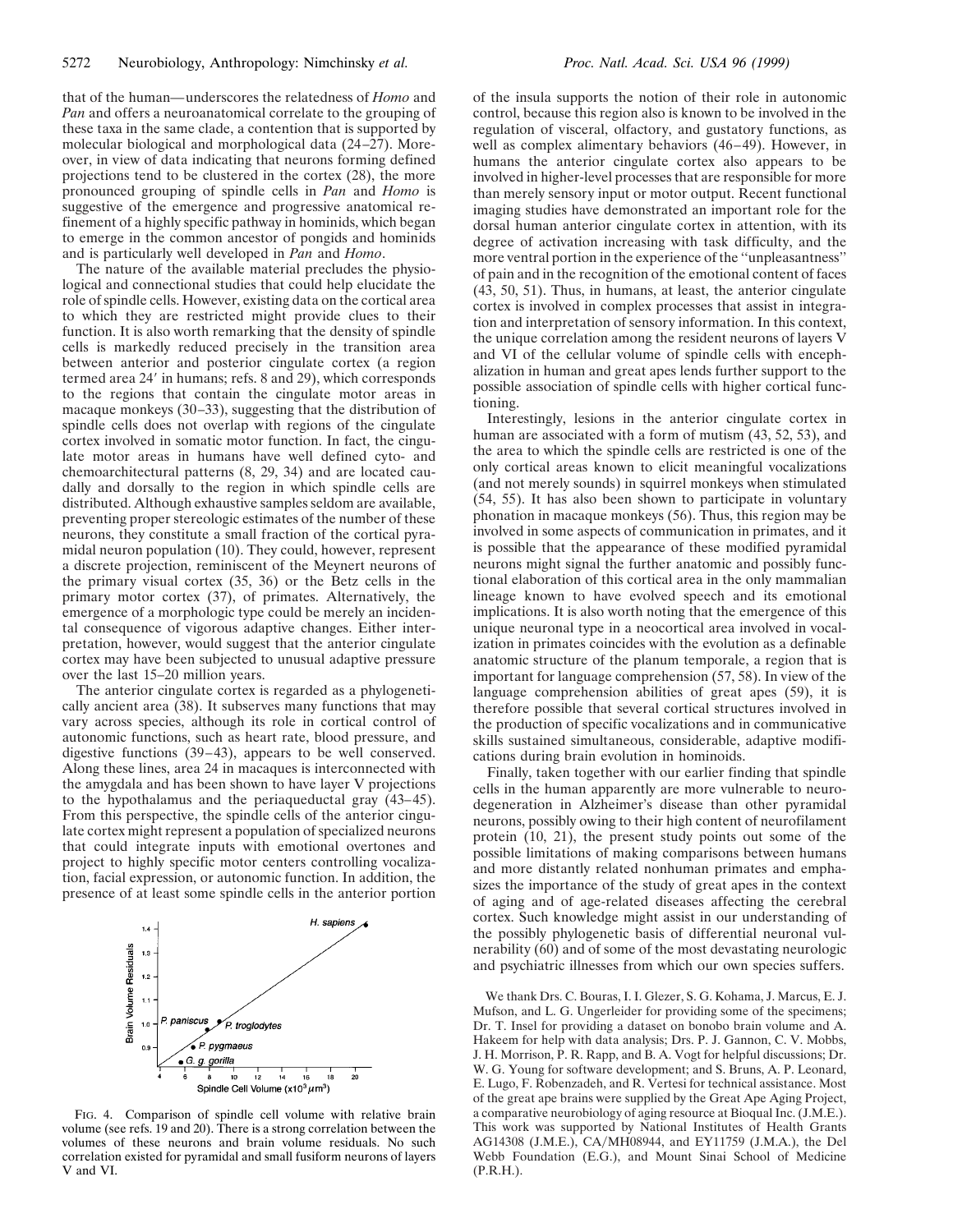that of the human—underscores the relatedness of *Homo* and *Pan* and offers a neuroanatomical correlate to the grouping of these taxa in the same clade, a contention that is supported by molecular biological and morphological data (24–27). Moreover, in view of data indicating that neurons forming defined projections tend to be clustered in the cortex (28), the more pronounced grouping of spindle cells in *Pan* and *Homo* is suggestive of the emergence and progressive anatomical refinement of a highly specific pathway in hominids, which began to emerge in the common ancestor of pongids and hominids and is particularly well developed in *Pan* and *Homo*.

The nature of the available material precludes the physiological and connectional studies that could help elucidate the role of spindle cells. However, existing data on the cortical area to which they are restricted might provide clues to their function. It is also worth remarking that the density of spindle cells is markedly reduced precisely in the transition area between anterior and posterior cingulate cortex (a region termed area 24′ in humans; refs. 8 and 29), which corresponds to the regions that contain the cingulate motor areas in macaque monkeys (30–33), suggesting that the distribution of spindle cells does not overlap with regions of the cingulate cortex involved in somatic motor function. In fact, the cingulate motor areas in humans have well defined cyto- and chemoarchitectural patterns (8, 29, 34) and are located caudally and dorsally to the region in which spindle cells are distributed. Although exhaustive samples seldom are available, preventing proper stereologic estimates of the number of these neurons, they constitute a small fraction of the cortical pyramidal neuron population (10). They could, however, represent a discrete projection, reminiscent of the Meynert neurons of the primary visual cortex (35, 36) or the Betz cells in the primary motor cortex (37), of primates. Alternatively, the emergence of a morphologic type could be merely an incidental consequence of vigorous adaptive changes. Either interpretation, however, would suggest that the anterior cingulate cortex may have been subjected to unusual adaptive pressure over the last 15–20 million years.

The anterior cingulate cortex is regarded as a phylogenetically ancient area (38). It subserves many functions that may vary across species, although its role in cortical control of autonomic functions, such as heart rate, blood pressure, and digestive functions (39–43), appears to be well conserved. Along these lines, area 24 in macaques is interconnected with the amygdala and has been shown to have layer V projections to the hypothalamus and the periaqueductal gray (43–45). From this perspective, the spindle cells of the anterior cingulate cortex might represent a population of specialized neurons that could integrate inputs with emotional overtones and project to highly specific motor centers controlling vocalization, facial expression, or autonomic function. In addition, the presence of at least some spindle cells in the anterior portion of the insula supports the notion of their role in autonomic control, because this region also is known to be involved in the regulation of visceral, olfactory, and gustatory functions, as well as complex alimentary behaviors (46–49). However, in humans the anterior cingulate cortex also appears to be involved in higher-level processes that are responsible for more than merely sensory input or motor output. Recent functional imaging studies have demonstrated an important role for the dorsal human anterior cingulate cortex in attention, with its degree of activation increasing with task difficulty, and the more ventral portion in the experience of the "unpleasantness" of pain and in the recognition of the emotional content of faces (43, 50, 51). Thus, in humans, at least, the anterior cingulate cortex is involved in complex processes that assist in integration and interpretation of sensory information. In this context, the unique correlation among the resident neurons of layers V and VI of the cellular volume of spindle cells with encephalization in human and great apes lends further support to the possible association of spindle cells with higher cortical functioning.

FIG. 4. Comparison of spindle cell volume with relative brain volume (see refs. 19 and 20). There is a strong correlation between the volumes of these neurons and brain volume residuals. No such correlation existed for pyramidal and small fusiform neurons of layers V and VI.

Interestingly, lesions in the anterior cingulate cortex in human are associated with a form of mutism (43, 52, 53), and the area to which the spindle cells are restricted is one of the only cortical areas known to elicit meaningful vocalizations (and not merely sounds) in squirrel monkeys when stimulated (54, 55). It has also been shown to participate in voluntary phonation in macaque monkeys (56). Thus, this region may be involved in some aspects of communication in primates, and it is possible that the appearance of these modified pyramidal neurons might signal the further anatomic and possibly functional elaboration of this cortical area in the only mammalian lineage known to have evolved speech and its emotional implications. It is also worth noting that the emergence of this unique neuronal type in a neocortical area involved in vocalization in primates coincides with the evolution as a definable anatomic structure of the planum temporale, a region that is important for language comprehension (57, 58). In view of the language comprehension abilities of great apes (59), it is therefore possible that several cortical structures involved in the production of specific vocalizations and in communicative skills sustained simultaneous, considerable, adaptive modifications during brain evolution in hominoids.

Finally, taken together with our earlier finding that spindle cells in the human apparently are more vulnerable to neurodegeneration in Alzheimer's disease than other pyramidal neurons, possibly owing to their high content of neurofilament protein (10, 21), the present study points out some of the possible limitations of making comparisons between humans and more distantly related nonhuman primates and emphasizes the importance of the study of great apes in the context of aging and of age-related diseases affecting the cerebral cortex. Such knowledge might assist in our understanding of the possibly phylogenetic basis of differential neuronal vulnerability (60) and of some of the most devastating neurologic and psychiatric illnesses from which our own species suffers.

We thank Drs. C. Bouras, I. I. Glezer, S. G. Kohama, J. Marcus, E. J. Mufson, and L. G. Ungerleider for providing some of the specimens; Dr. T. Insel for providing a dataset on bonobo brain volume and A. Hakeem for help with data analysis; Drs. P. J. Gannon, C. V. Mobbs, J. H. Morrison, P. R. Rapp, and B. A. Vogt for helpful discussions; Dr. W. G. Young for software development; and S. Bruns, A. P. Leonard, E. Lugo, F. Robenzadeh, and R. Vertesi for technical assistance. Most of the great ape brains were supplied by the Great Ape Aging Project, a comparative neurobiology of aging resource at Bioqual Inc. (J.M.E.). This work was supported by National Institutes of Health Grants AG14308 (J.M.E.), CA/MH08944, and EY11759 (J.M.A.), the Del Webb Foundation (E.G.), and Mount Sinai School of Medicine (P.R.H.).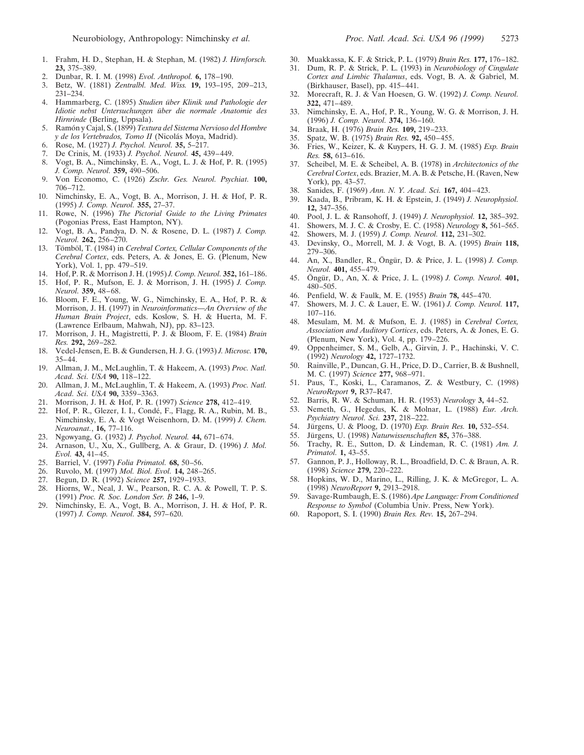1. Frahm, H. D., Stephan, H. & Stephan, M. (1982) *J. Hirnforsch.* **23,** 375–389.
2. Dunbar, R. I. M. (1998) *Evol. Anthropol.* **6,** 178–190.
3. Betz, W. (1881) *Zentralbl. Med. Wiss.* **19,** 193–195, 209–213, 231–234.
4. Hammarberg, C. (1895) *Studien über Klinik und Pathologie der Idiotie nebst Untersuchungen über die normale Anatomie des Hirnrinde* (Berling, Uppsala).
5. Ramón y Cajal, S. (1899) *Textura del Sistema Nervioso del Hombre y de los Vertebrados, Tomo II* (Nicolás Moya, Madrid).
6. Rose, M. (1927) *J. Psychol. Neurol.* **35,** 5–217.
7. De Crinis, M. (1933) *J. Psychol. Neurol.* **45,** 439–449.
8. Vogt, B. A., Nimchinsky, E. A., Vogt, L. J. & Hof, P. R. (1995) *J. Comp. Neurol.* **359,** 490–506.
9. Von Economo, C. (1926) *Zschr. Ges. Neurol. Psychiat.* **100,** 706–712.
10. Nimchinsky, E. A., Vogt, B. A., Morrison, J. H. & Hof, P. R. (1995) *J. Comp. Neurol.* **355,** 27–37.
11. Rowe, N. (1996) *The Pictorial Guide to the Living Primates* (Pogonias Press, East Hampton, NY).
12. Vogt, B. A., Pandya, D. N. & Rosene, D. L. (1987) *J. Comp. Neurol.* **262,** 256–270.
13. Tömböl, T. (1984) in *Cerebral Cortex, Cellular Components of the Cerebral Cortex*, eds. Peters, A. & Jones, E. G. (Plenum, New York), Vol. 1, pp. 479–519.
14. Hof, P. R. & Morrison J. H. (1995) *J. Comp. Neurol.* **352,** 161–186.
15. Hof, P. R., Mufson, E. J. & Morrison, J. H. (1995) *J. Comp. Neurol.* **359,** 48–68.
16. Bloom, F. E., Young, W. G., Nimchinsky, E. A., Hof, P. R. & Morrison, J. H. (1997) in *Neuroinformatics—An Overview of the Human Brain Project*, eds. Koslow, S. H. & Huerta, M. F. (Lawrence Erlbaum, Mahwah, NJ), pp. 83–123.
17. Morrison, J. H., Magistretti, P. J. & Bloom, F. E. (1984) *Brain Res.* **292,** 269–282.
18. Vedel-Jensen, E. B. & Gundersen, H. J. G. (1993) *J. Microsc.* **170,** 35–44.
19. Allman, J. M., McLaughlin, T. & Hakeem, A. (1993) *Proc. Natl. Acad. Sci. USA* **90,** 118–122.
20. Allman, J. M., McLaughlin, T. & Hakeem, A. (1993) *Proc. Natl. Acad. Sci. USA* **90,** 3359–3363.
21. Morrison, J. H. & Hof, P. R. (1997) *Science* **278,** 412–419.
22. Hof, P. R., Glezer, I. I., Condé, F., Flagg, R. A., Rubin, M. B., Nimchinsky, E. A. & Vogt Weisenhorn, D. M. (1999) *J. Chem. Neuroanat.*, **16,** 77–116.
23. Ngowyang, G. (1932) *J. Psychol. Neurol.* **44,** 671–674.
24. Arnason, U., Xu, X., Gullberg, A. & Graur, D. (1996) *J. Mol. Evol.* **43,** 41–45.
25. Barriel, V. (1997) *Folia Primatol.* **68,** 50–56.
26. Ruvolo, M. (1997) *Mol. Biol. Evol.* **14,** 248–265.
27. Begun, D. R. (1992) *Science* **257,** 1929–1933.
28. Hiorns, W., Neal, J. W., Pearson, R. C. A. & Powell, T. P. S. (1991) *Proc. R. Soc. London Ser. B* **246,** 1–9.
29. Nimchinsky, E. A., Vogt, B. A., Morrison, J. H. & Hof, P. R. (1997) *J. Comp. Neurol.* **384,** 597–620.
30. Muakkassa, K. F. & Strick, P. L. (1979) *Brain Res.* **177,** 176–182.
31. Dum, R. P. & Strick, P. L. (1993) in *Neurobiology of Cingulate Cortex and Limbic Thalamus*, eds. Vogt, B. A. & Gabriel, M. (Birkhauser, Basel), pp. 415–441.
32. Morecraft, R. J. & Van Hoesen, G. W. (1992) *J. Comp. Neurol.* **322,** 471–489.
33. Nimchinsky, E. A., Hof, P. R., Young, W. G. & Morrison, J. H. (1996) *J. Comp. Neurol.* **374,** 136–160.
34. Braak, H. (1976) *Brain Res.* **109,** 219–233.
35. Spatz, W. B. (1975) *Brain Res.* **92,** 450–455.
36. Fries, W., Keizer, K. & Kuypers, H. G. J. M. (1985) *Exp. Brain Res.* **58,** 613–616.
37. Scheibel, M. E. & Scheibel, A. B. (1978) in *Architectonics of the Cerebral Cortex*, eds. Brazier, M. A. B. & Petsche, H. (Raven, New York), pp. 43–57.
38. Sanides, F. (1969) *Ann. N. Y. Acad. Sci.* **167,** 404–423.
39. Kaada, B., Pribram, K. H. & Epstein, J. (1949) *J. Neurophysiol.* **12,** 347–356.
40. Pool, J. L. & Ransohoff, J. (1949) *J. Neurophysiol.* **12,** 385–392.
41. Showers, M. J. C. & Crosby, E. C. (1958) *Neurology* **8,** 561–565.
42. Showers, M. J. (1959) *J. Comp. Neurol.* **112,** 231–302.
43. Devinsky, O., Morrell, M. J. & Vogt, B. A. (1995) *Brain* **118,** 279–306.
44. An, X., Bandler, R., Öngür, D. & Price, J. L. (1998) *J. Comp. Neurol.* **401,** 455–479.
45. Öngür, D., An, X. & Price, J. L. (1998) *J. Comp. Neurol.* **401,** 480–505.
46. Penfield, W. & Faulk, M. E. (1955) *Brain* **78,** 445–470.
47. Showers, M. J. C. & Lauer, E. W. (1961) *J. Comp. Neurol.* **117,** 107–116.
48. Mesulam, M. M. & Mufson, E. J. (1985) in *Cerebral Cortex, Association and Auditory Cortices*, eds. Peters, A. & Jones, E. G. (Plenum, New York), Vol. 4, pp. 179–226.
49. Oppenheimer, S. M., Gelb, A., Girvin, J. P., Hachinski, V. C. (1992) *Neurology* **42,** 1727–1732.
50. Rainville, P., Duncan, G. H., Price, D. D., Carrier, B. & Bushnell, M. C. (1997) *Science* **277,** 968–971.
51. Paus, T., Koski, L., Caramanos, Z. & Westbury, C. (1998) *NeuroReport* **9,** R37–R47.
52. Barris, R. W. & Schuman, H. R. (1953) *Neurology* **3,** 44–52.
53. Nemeth, G., Hegedus, K. & Molnar, L. (1988) *Eur. Arch. Psychiatry Neurol. Sci.* **237,** 218–222.
54. Jürgens, U. & Ploog, D. (1970) *Exp. Brain Res.* **10,** 532–554.
55. Jürgens, U. (1998) *Naturwissenschaften* **85,** 376–388.
56. Trachy, R. E., Sutton, D. & Lindeman, R. C. (1981) *Am. J. Primatol.* **1,** 43–55.
57. Gannon, P. J., Holloway, R. L., Broadfield, D. C. & Braun, A. R. (1998) *Science* **279,** 220–222.
58. Hopkins, W. D., Marino, L., Rilling, J. K. & McGregor, L. A. (1998) *NeuroReport* **9,** 2913–2918.
59. Savage-Rumbaugh, E. S. (1986) *Ape Language: From Conditioned Response to Symbol* (Columbia Univ. Press, New York).
60. Rapoport, S. I. (1990) *Brain Res. Rev.* **15,** 267–294.